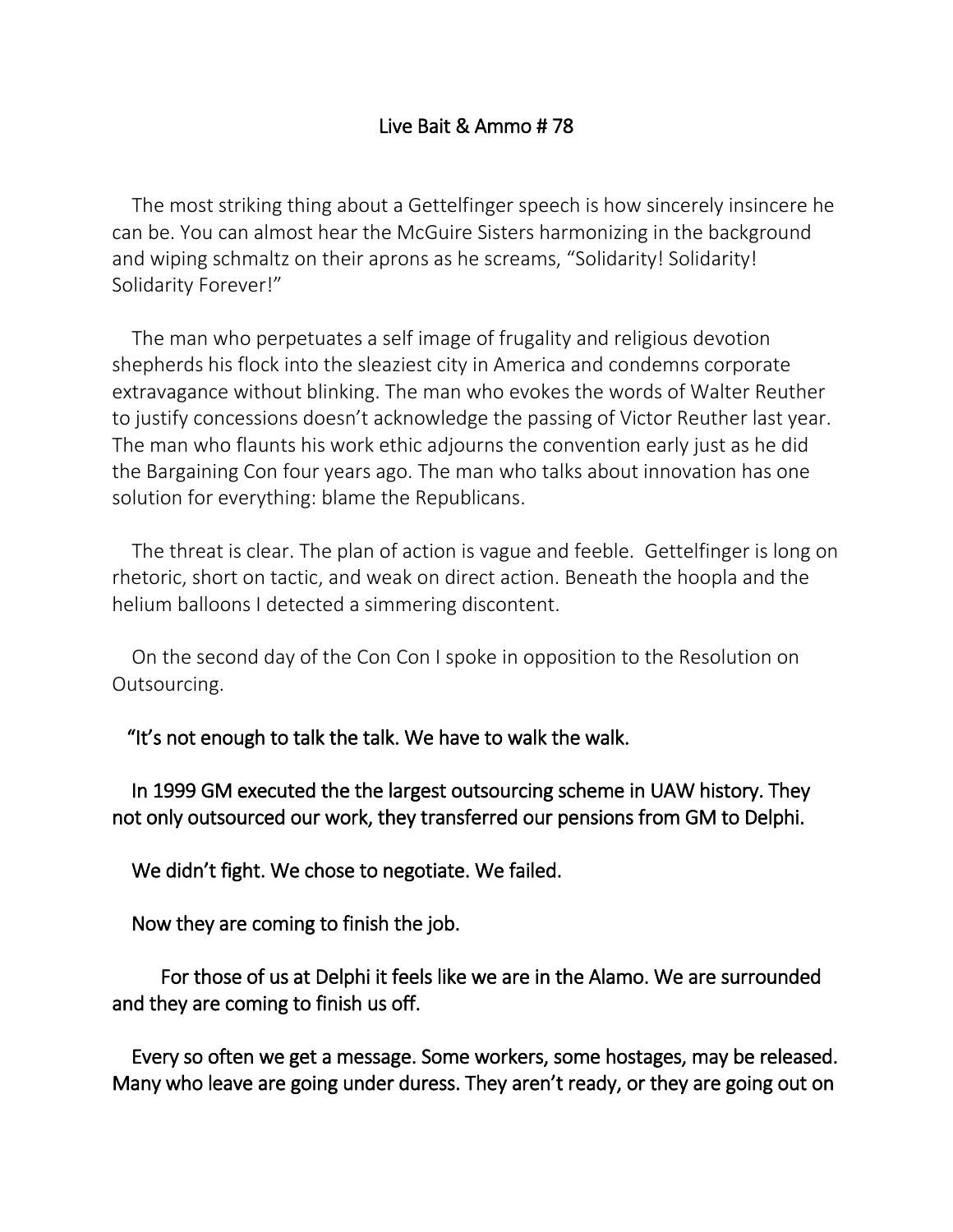# Live Bait & Ammo # 78

The most striking thing about a Gettelfinger speech is how sincerely insincere he can be. You can almost hear the McGuire Sisters harmonizing in the background and wiping schmaltz on their aprons as he screams, "Solidarity! Solidarity! Solidarity Forever!"

The man who perpetuates a self image of frugality and religious devotion shepherds his flock into the sleaziest city in America and condemns corporate extravagance without blinking. The man who evokes the words of Walter Reuther to justify concessions doesn't acknowledge the passing of Victor Reuther last year. The man who flaunts his work ethic adjourns the convention early just as he did the Bargaining Con four years ago. The man who talks about innovation has one solution for everything: blame the Republicans.

The threat is clear. The plan of action is vague and feeble. Gettelfinger is long on rhetoric, short on tactic, and weak on direct action. Beneath the hoopla and the helium balloons I detected a simmering discontent.

On the second day of the Con Con I spoke in opposition to the Resolution on Outsourcing.

"It's not enough to talk the talk. We have to walk the walk.

In 1999 GM executed the the largest outsourcing scheme in UAW history. They not only outsourced our work, they transferred our pensions from GM to Delphi.

We didn't fight. We chose to negotiate. We failed.

Now they are coming to finish the job.

For those of us at Delphi it feels like we are in the Alamo. We are surrounded and they are coming to finish us off.

Every so often we get a message. Some workers, some hostages, may be released. Many who leave are going under duress. They aren't ready, or they are going out on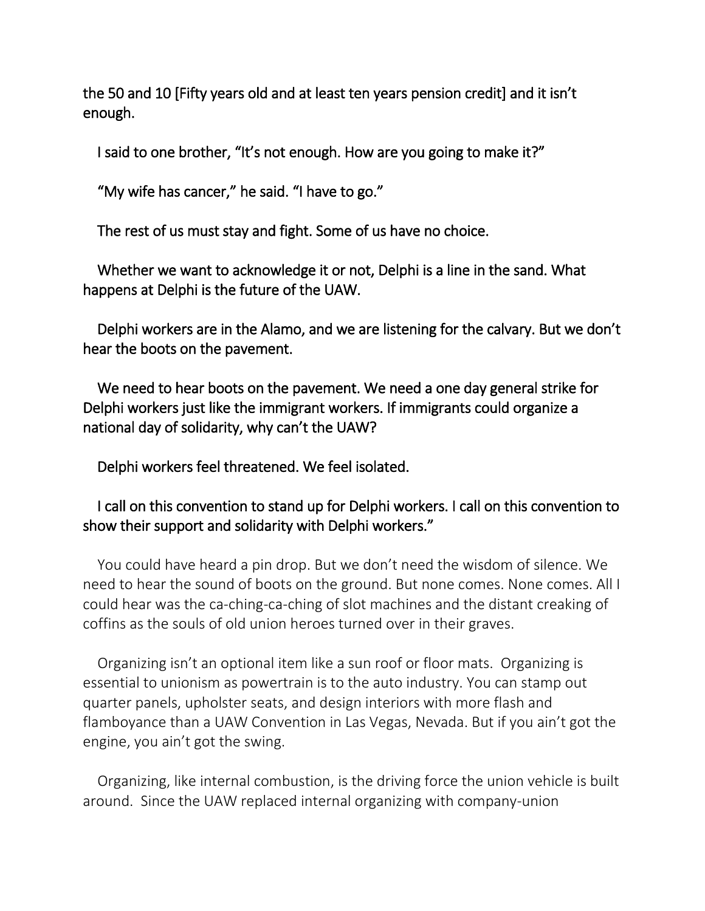the 50 and 10 [Fifty years old and at least ten years pension credit] and it isn't enough.

I said to one brother, "It's not enough. How are you going to make it?"

"My wife has cancer," he said. "I have to go."

The rest of us must stay and fight. Some of us have no choice.

Whether we want to acknowledge it or not, Delphi is a line in the sand. What happens at Delphi is the future of the UAW.

Delphi workers are in the Alamo, and we are listening for the calvary. But we don't hear the boots on the pavement.

We need to hear boots on the pavement. We need a one day general strike for Delphi workers just like the immigrant workers. If immigrants could organize a national day of solidarity, why can't the UAW?

Delphi workers feel threatened. We feel isolated.

I call on this convention to stand up for Delphi workers. I call on this convention to show their support and solidarity with Delphi workers."

You could have heard a pin drop. But we don't need the wisdom of silence. We need to hear the sound of boots on the ground. But none comes. None comes. All I could hear was the ca-ching-ca-ching of slot machines and the distant creaking of coffins as the souls of old union heroes turned over in their graves.

Organizing isn't an optional item like a sun roof or floor mats. Organizing is essential to unionism as powertrain is to the auto industry. You can stamp out quarter panels, upholster seats, and design interiors with more flash and flamboyance than a UAW Convention in Las Vegas, Nevada. But if you ain't got the engine, you ain't got the swing.

Organizing, like internal combustion, is the driving force the union vehicle is built around. Since the UAW replaced internal organizing with company-union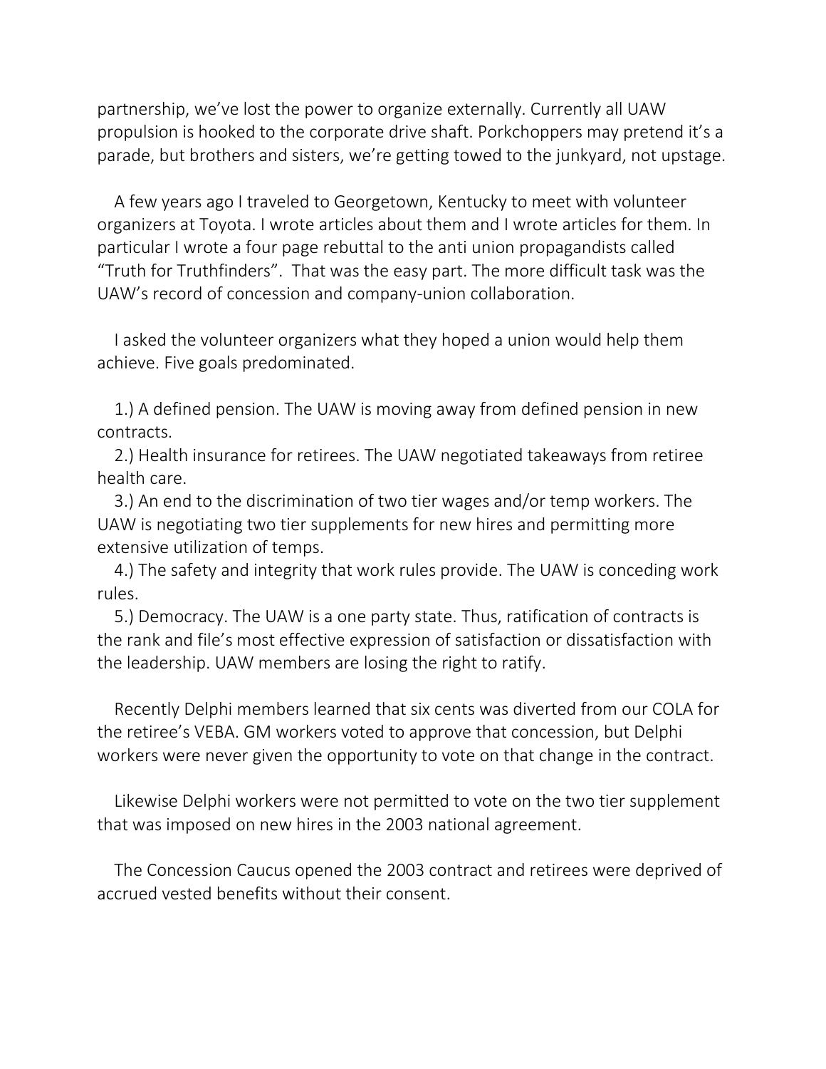partnership, we've lost the power to organize externally. Currently all UAW propulsion is hooked to the corporate drive shaft. Porkchoppers may pretend it's a parade, but brothers and sisters, we're getting towed to the junkyard, not upstage.

A few years ago I traveled to Georgetown, Kentucky to meet with volunteer organizers at Toyota. I wrote articles about them and I wrote articles for them. In particular I wrote a four page rebuttal to the anti union propagandists called "Truth for Truthfinders". That was the easy part. The more difficult task was the UAW's record of concession and company-union collaboration.

I asked the volunteer organizers what they hoped a union would help them achieve. Five goals predominated.

1.) A defined pension. The UAW is moving away from defined pension in new contracts.
2.) Health insurance for retirees. The UAW negotiated takeaways from retiree health care.
3.) An end to the discrimination of two tier wages and/or temp workers. The UAW is negotiating two tier supplements for new hires and permitting more extensive utilization of temps.
4.) The safety and integrity that work rules provide. The UAW is conceding work rules.
5.) Democracy. The UAW is a one party state. Thus, ratification of contracts is the rank and file's most effective expression of satisfaction or dissatisfaction with the leadership. UAW members are losing the right to ratify.

Recently Delphi members learned that six cents was diverted from our COLA for the retiree's VEBA. GM workers voted to approve that concession, but Delphi workers were never given the opportunity to vote on that change in the contract.

Likewise Delphi workers were not permitted to vote on the two tier supplement that was imposed on new hires in the 2003 national agreement.

The Concession Caucus opened the 2003 contract and retirees were deprived of accrued vested benefits without their consent.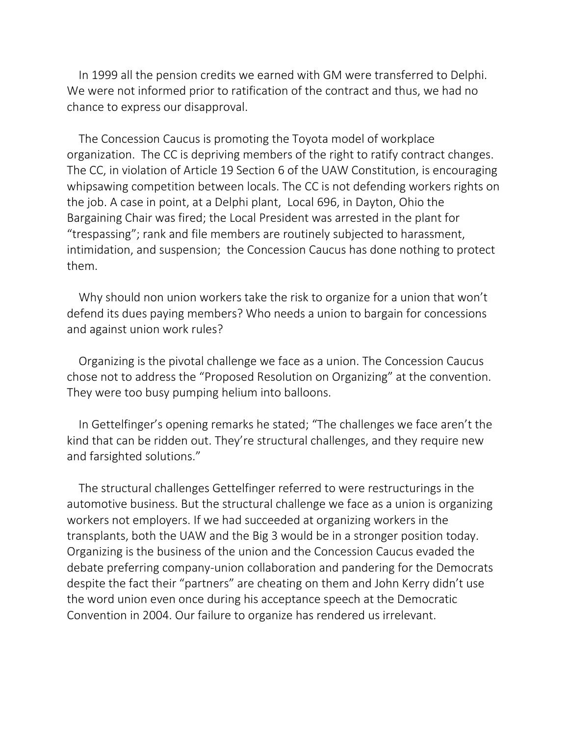In 1999 all the pension credits we earned with GM were transferred to Delphi. We were not informed prior to ratification of the contract and thus, we had no chance to express our disapproval.

The Concession Caucus is promoting the Toyota model of workplace organization. The CC is depriving members of the right to ratify contract changes. The CC, in violation of Article 19 Section 6 of the UAW Constitution, is encouraging whipsawing competition between locals. The CC is not defending workers rights on the job. A case in point, at a Delphi plant, Local 696, in Dayton, Ohio the Bargaining Chair was fired; the Local President was arrested in the plant for "trespassing"; rank and file members are routinely subjected to harassment, intimidation, and suspension; the Concession Caucus has done nothing to protect them.

Why should non union workers take the risk to organize for a union that won't defend its dues paying members? Who needs a union to bargain for concessions and against union work rules?

Organizing is the pivotal challenge we face as a union. The Concession Caucus chose not to address the "Proposed Resolution on Organizing" at the convention. They were too busy pumping helium into balloons.

In Gettelfinger's opening remarks he stated; "The challenges we face aren't the kind that can be ridden out. They're structural challenges, and they require new and farsighted solutions."

The structural challenges Gettelfinger referred to were restructurings in the automotive business. But the structural challenge we face as a union is organizing workers not employers. If we had succeeded at organizing workers in the transplants, both the UAW and the Big 3 would be in a stronger position today. Organizing is the business of the union and the Concession Caucus evaded the debate preferring company-union collaboration and pandering for the Democrats despite the fact their "partners" are cheating on them and John Kerry didn't use the word union even once during his acceptance speech at the Democratic Convention in 2004. Our failure to organize has rendered us irrelevant.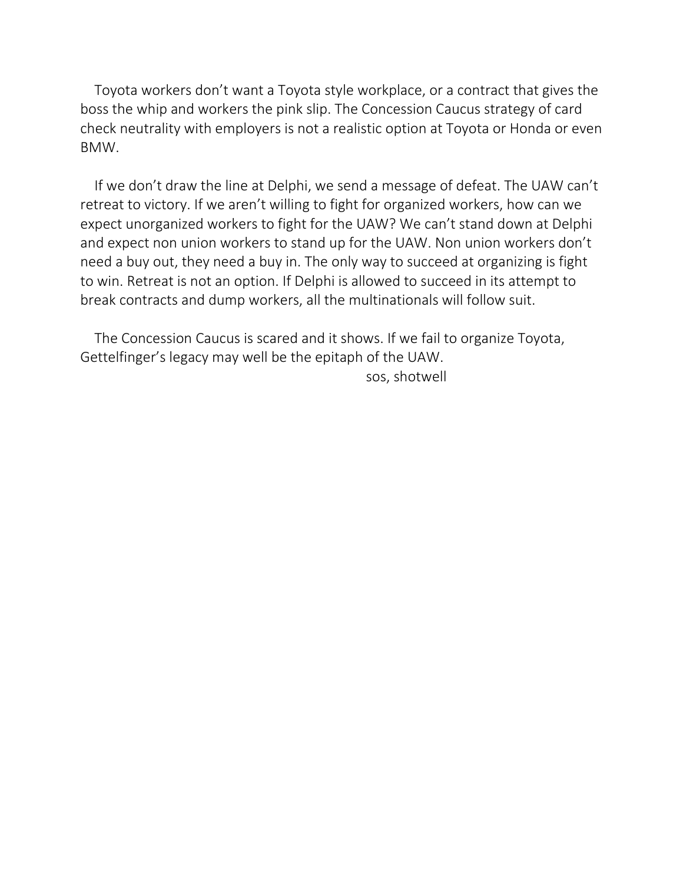Toyota workers don't want a Toyota style workplace, or a contract that gives the boss the whip and workers the pink slip. The Concession Caucus strategy of card check neutrality with employers is not a realistic option at Toyota or Honda or even BMW.

If we don't draw the line at Delphi, we send a message of defeat. The UAW can't retreat to victory. If we aren't willing to fight for organized workers, how can we expect unorganized workers to fight for the UAW? We can't stand down at Delphi and expect non union workers to stand up for the UAW. Non union workers don't need a buy out, they need a buy in. The only way to succeed at organizing is fight to win. Retreat is not an option. If Delphi is allowed to succeed in its attempt to break contracts and dump workers, all the multinationals will follow suit.

The Concession Caucus is scared and it shows. If we fail to organize Toyota, Gettelfinger's legacy may well be the epitaph of the UAW.

sos, shotwell